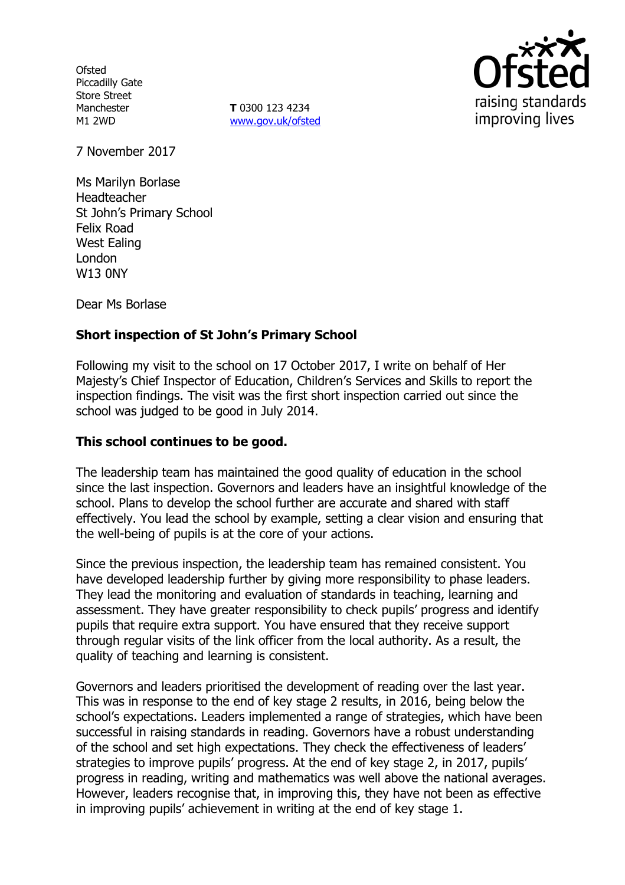Ofsted
Piccadilly Gate
Store Street
Manchester
M1 2WD

**T** 0300 123 4234
www.gov.uk/ofsted

7 November 2017

Ms Marilyn Borlase
Headteacher
St John's Primary School
Felix Road
West Ealing
London
W13 0NY

Dear Ms Borlase

**Short inspection of St John's Primary School**

Following my visit to the school on 17 October 2017, I write on behalf of Her Majesty's Chief Inspector of Education, Children's Services and Skills to report the inspection findings. The visit was the first short inspection carried out since the school was judged to be good in July 2014.

**This school continues to be good.**

The leadership team has maintained the good quality of education in the school since the last inspection. Governors and leaders have an insightful knowledge of the school. Plans to develop the school further are accurate and shared with staff effectively. You lead the school by example, setting a clear vision and ensuring that the well-being of pupils is at the core of your actions.

Since the previous inspection, the leadership team has remained consistent. You have developed leadership further by giving more responsibility to phase leaders. They lead the monitoring and evaluation of standards in teaching, learning and assessment. They have greater responsibility to check pupils' progress and identify pupils that require extra support. You have ensured that they receive support through regular visits of the link officer from the local authority. As a result, the quality of teaching and learning is consistent.

Governors and leaders prioritised the development of reading over the last year. This was in response to the end of key stage 2 results, in 2016, being below the school's expectations. Leaders implemented a range of strategies, which have been successful in raising standards in reading. Governors have a robust understanding of the school and set high expectations. They check the effectiveness of leaders' strategies to improve pupils' progress. At the end of key stage 2, in 2017, pupils' progress in reading, writing and mathematics was well above the national averages. However, leaders recognise that, in improving this, they have not been as effective in improving pupils' achievement in writing at the end of key stage 1.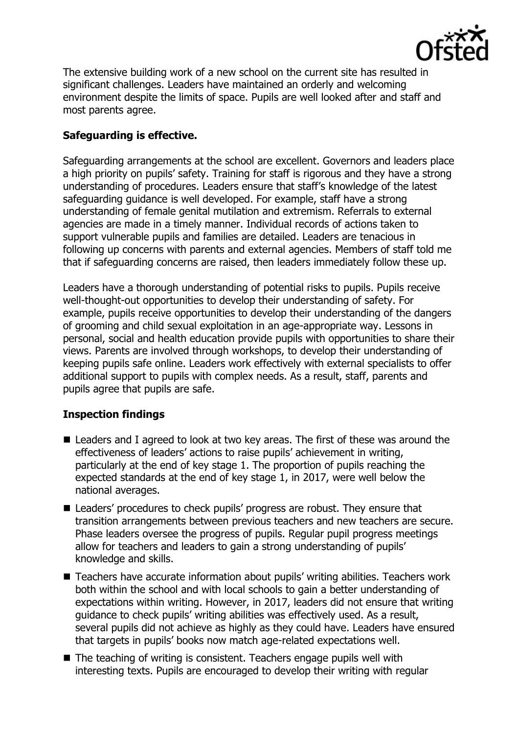The extensive building work of a new school on the current site has resulted in significant challenges. Leaders have maintained an orderly and welcoming environment despite the limits of space. Pupils are well looked after and staff and most parents agree.

**Safeguarding is effective.**

Safeguarding arrangements at the school are excellent. Governors and leaders place a high priority on pupils' safety. Training for staff is rigorous and they have a strong understanding of procedures. Leaders ensure that staff's knowledge of the latest safeguarding guidance is well developed. For example, staff have a strong understanding of female genital mutilation and extremism. Referrals to external agencies are made in a timely manner. Individual records of actions taken to support vulnerable pupils and families are detailed. Leaders are tenacious in following up concerns with parents and external agencies. Members of staff told me that if safeguarding concerns are raised, then leaders immediately follow these up.

Leaders have a thorough understanding of potential risks to pupils. Pupils receive well-thought-out opportunities to develop their understanding of safety. For example, pupils receive opportunities to develop their understanding of the dangers of grooming and child sexual exploitation in an age-appropriate way. Lessons in personal, social and health education provide pupils with opportunities to share their views. Parents are involved through workshops, to develop their understanding of keeping pupils safe online. Leaders work effectively with external specialists to offer additional support to pupils with complex needs. As a result, staff, parents and pupils agree that pupils are safe.

**Inspection findings**

- Leaders and I agreed to look at two key areas. The first of these was around the effectiveness of leaders' actions to raise pupils' achievement in writing, particularly at the end of key stage 1. The proportion of pupils reaching the expected standards at the end of key stage 1, in 2017, were well below the national averages.
- Leaders' procedures to check pupils' progress are robust. They ensure that transition arrangements between previous teachers and new teachers are secure. Phase leaders oversee the progress of pupils. Regular pupil progress meetings allow for teachers and leaders to gain a strong understanding of pupils' knowledge and skills.
- Teachers have accurate information about pupils' writing abilities. Teachers work both within the school and with local schools to gain a better understanding of expectations within writing. However, in 2017, leaders did not ensure that writing guidance to check pupils' writing abilities was effectively used. As a result, several pupils did not achieve as highly as they could have. Leaders have ensured that targets in pupils' books now match age-related expectations well.
- The teaching of writing is consistent. Teachers engage pupils well with interesting texts. Pupils are encouraged to develop their writing with regular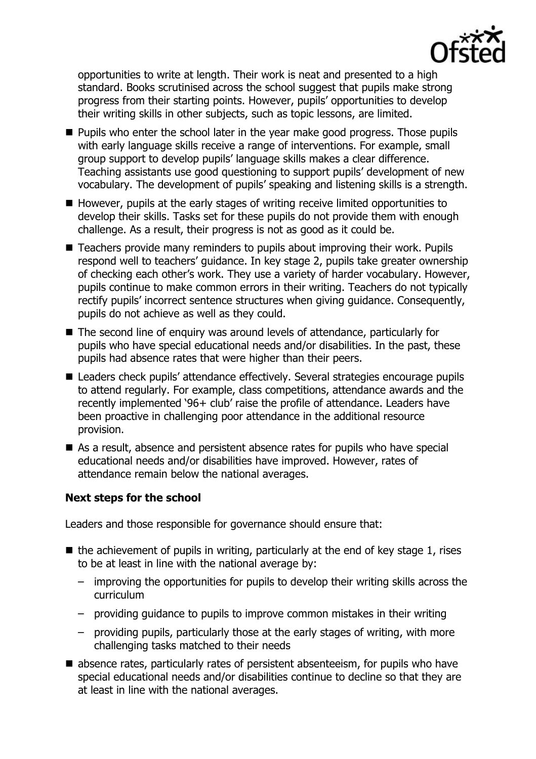opportunities to write at length. Their work is neat and presented to a high standard. Books scrutinised across the school suggest that pupils make strong progress from their starting points. However, pupils' opportunities to develop their writing skills in other subjects, such as topic lessons, are limited.

- Pupils who enter the school later in the year make good progress. Those pupils with early language skills receive a range of interventions. For example, small group support to develop pupils' language skills makes a clear difference. Teaching assistants use good questioning to support pupils' development of new vocabulary. The development of pupils' speaking and listening skills is a strength.
- However, pupils at the early stages of writing receive limited opportunities to develop their skills. Tasks set for these pupils do not provide them with enough challenge. As a result, their progress is not as good as it could be.
- Teachers provide many reminders to pupils about improving their work. Pupils respond well to teachers' guidance. In key stage 2, pupils take greater ownership of checking each other's work. They use a variety of harder vocabulary. However, pupils continue to make common errors in their writing. Teachers do not typically rectify pupils' incorrect sentence structures when giving guidance. Consequently, pupils do not achieve as well as they could.
- The second line of enquiry was around levels of attendance, particularly for pupils who have special educational needs and/or disabilities. In the past, these pupils had absence rates that were higher than their peers.
- Leaders check pupils' attendance effectively. Several strategies encourage pupils to attend regularly. For example, class competitions, attendance awards and the recently implemented '96+ club' raise the profile of attendance. Leaders have been proactive in challenging poor attendance in the additional resource provision.
- As a result, absence and persistent absence rates for pupils who have special educational needs and/or disabilities have improved. However, rates of attendance remain below the national averages.

### Next steps for the school

Leaders and those responsible for governance should ensure that:

- the achievement of pupils in writing, particularly at the end of key stage 1, rises to be at least in line with the national average by:
  - improving the opportunities for pupils to develop their writing skills across the curriculum
  - providing guidance to pupils to improve common mistakes in their writing
  - providing pupils, particularly those at the early stages of writing, with more challenging tasks matched to their needs
- absence rates, particularly rates of persistent absenteeism, for pupils who have special educational needs and/or disabilities continue to decline so that they are at least in line with the national averages.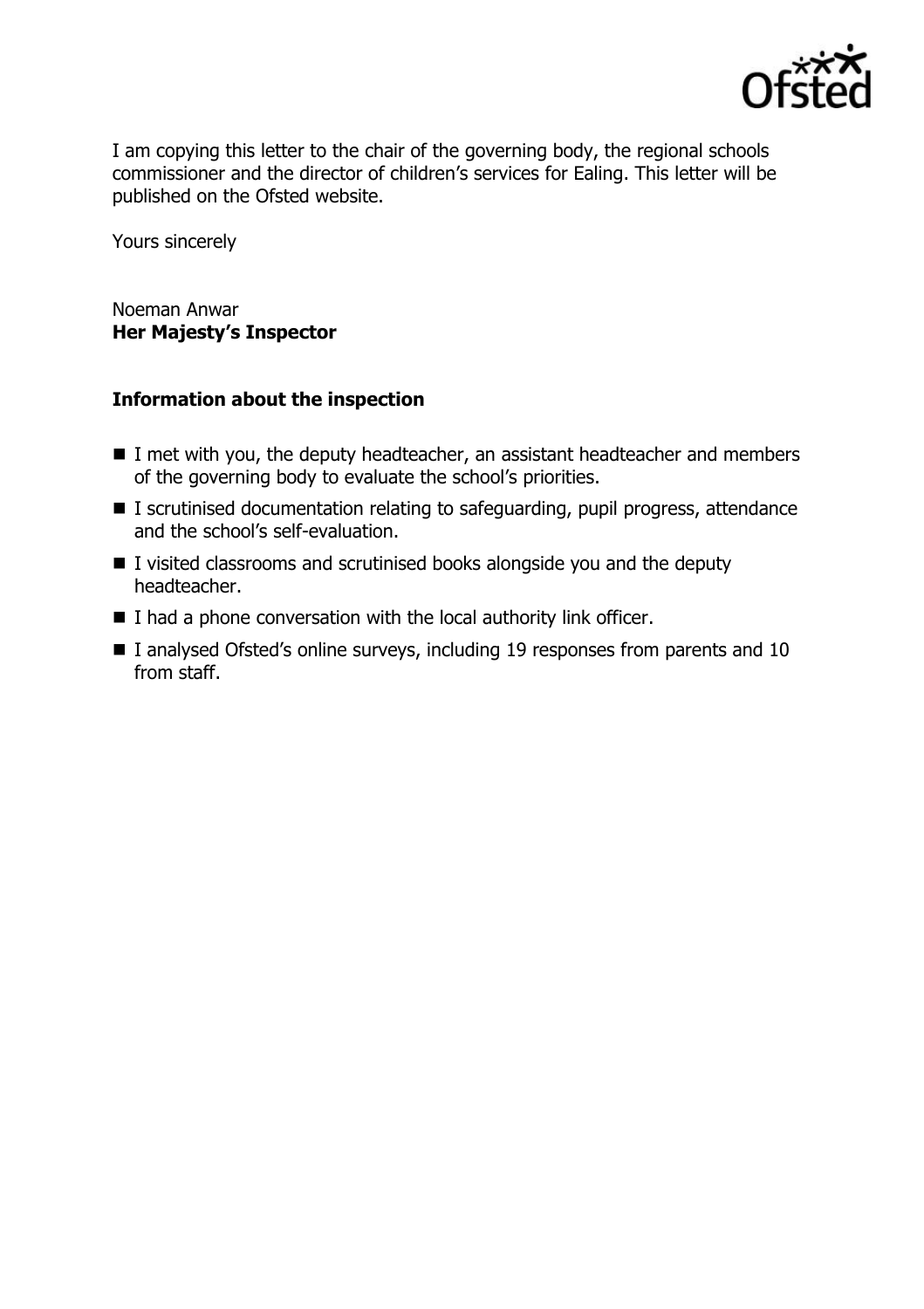I am copying this letter to the chair of the governing body, the regional schools commissioner and the director of children's services for Ealing. This letter will be published on the Ofsted website.

Yours sincerely

Noeman Anwar
**Her Majesty's Inspector**

### Information about the inspection

- I met with you, the deputy headteacher, an assistant headteacher and members of the governing body to evaluate the school's priorities.
- I scrutinised documentation relating to safeguarding, pupil progress, attendance and the school's self-evaluation.
- I visited classrooms and scrutinised books alongside you and the deputy headteacher.
- I had a phone conversation with the local authority link officer.
- I analysed Ofsted's online surveys, including 19 responses from parents and 10 from staff.